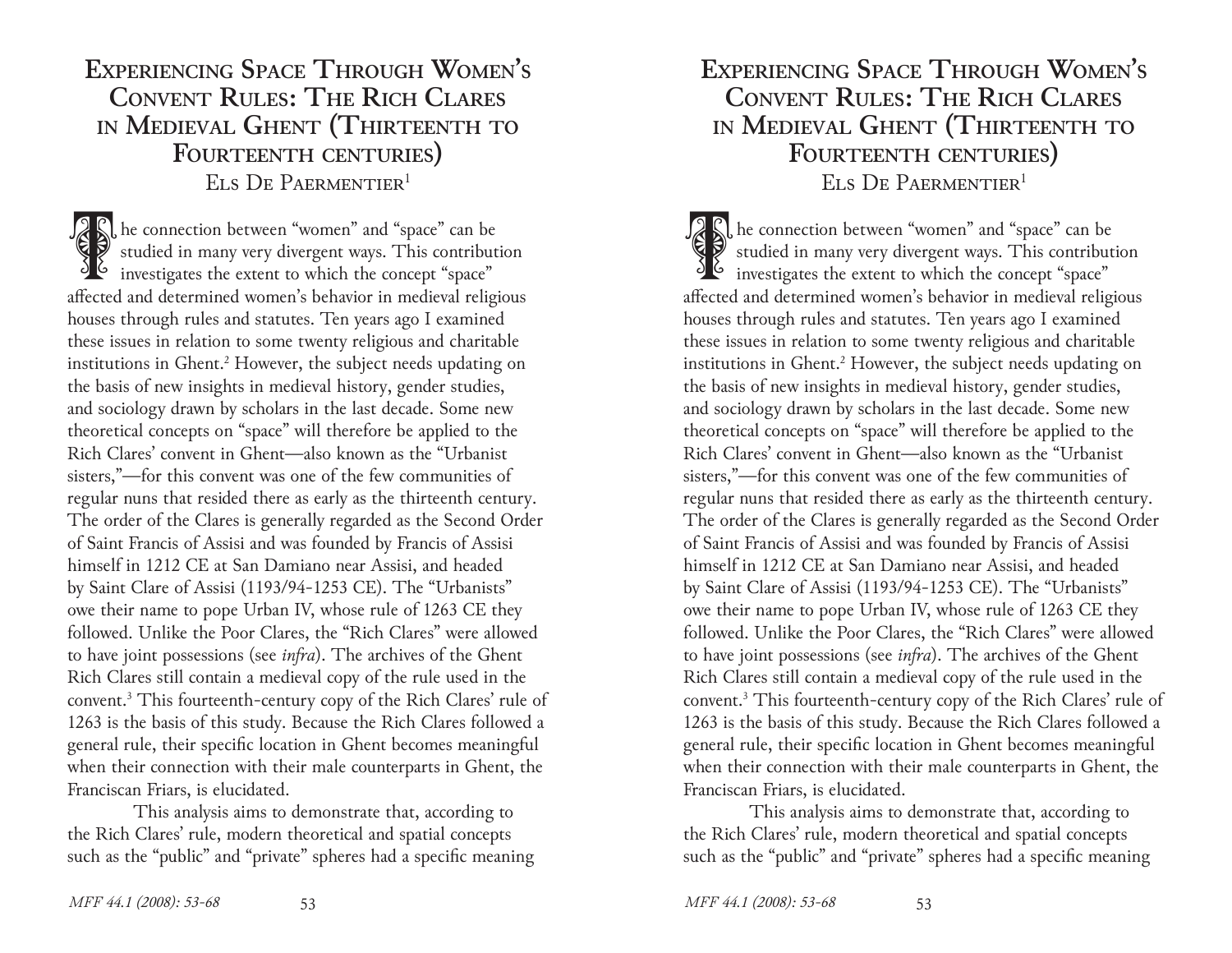# Experiencing Space Through Women's Convent Rules: The Rich Clares in Medieval Ghent (Thirteenth to Fourteenth centuries)

Els De Paermentier[1]

The connection between "women" and "space" can be studied in many very divergent ways. This contribution investigates the extent to which the concept "space" affected and determined women's behavior in medieval religious houses through rules and statutes. Ten years ago I examined these issues in relation to some twenty religious and charitable institutions in Ghent.[2] However, the subject needs updating on the basis of new insights in medieval history, gender studies, and sociology drawn by scholars in the last decade. Some new theoretical concepts on "space" will therefore be applied to the Rich Clares' convent in Ghent—also known as the "Urbanist sisters,"—for this convent was one of the few communities of regular nuns that resided there as early as the thirteenth century. The order of the Clares is generally regarded as the Second Order of Saint Francis of Assisi and was founded by Francis of Assisi himself in 1212 CE at San Damiano near Assisi, and headed by Saint Clare of Assisi (1193/94-1253 CE). The "Urbanists" owe their name to pope Urban IV, whose rule of 1263 CE they followed. Unlike the Poor Clares, the "Rich Clares" were allowed to have joint possessions (see *infra*). The archives of the Ghent Rich Clares still contain a medieval copy of the rule used in the convent.[3] This fourteenth-century copy of the Rich Clares' rule of 1263 is the basis of this study. Because the Rich Clares followed a general rule, their specific location in Ghent becomes meaningful when their connection with their male counterparts in Ghent, the Franciscan Friars, is elucidated.

This analysis aims to demonstrate that, according to the Rich Clares' rule, modern theoretical and spatial concepts such as the "public" and "private" spheres had a specific meaning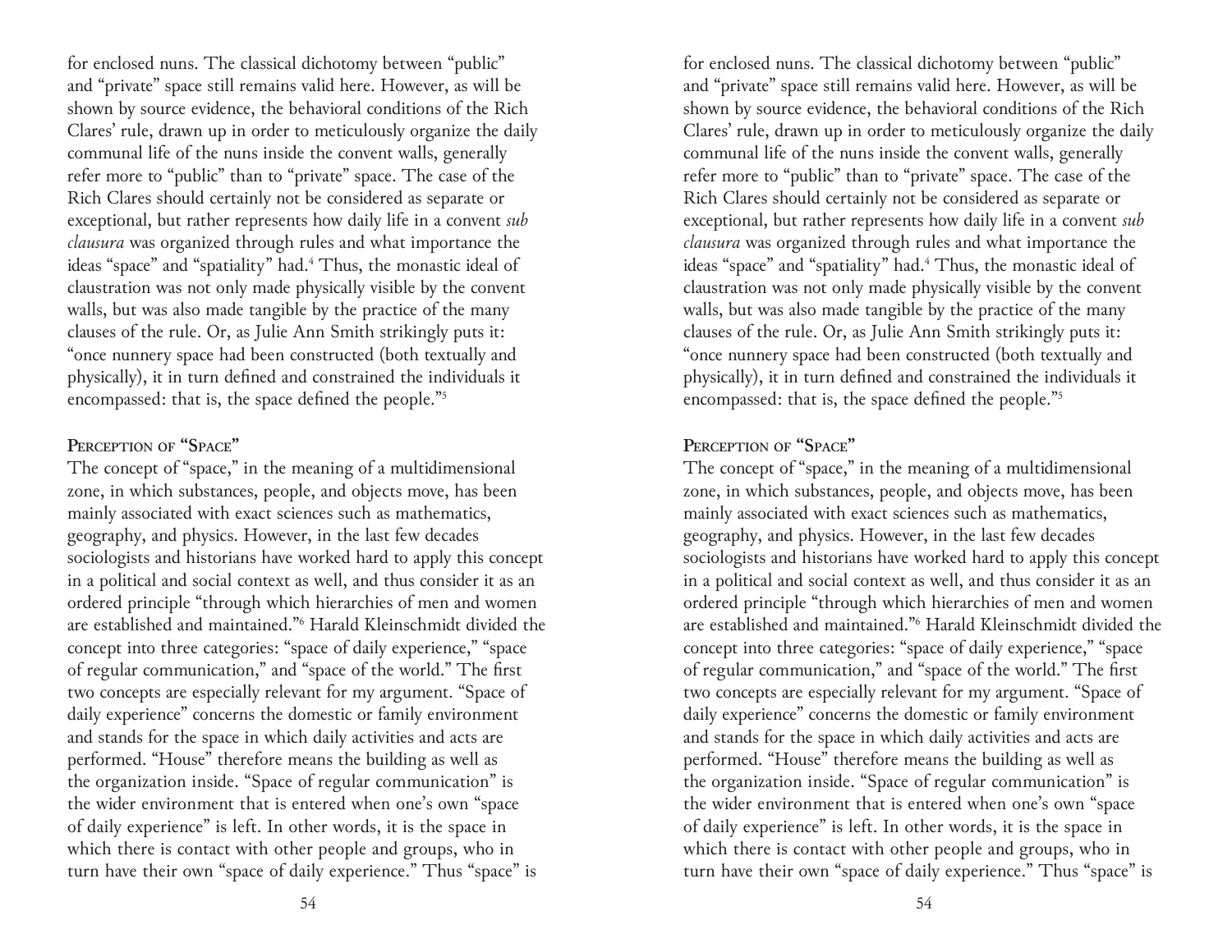for enclosed nuns. The classical dichotomy between "public" and "private" space still remains valid here. However, as will be shown by source evidence, the behavioral conditions of the Rich Clares' rule, drawn up in order to meticulously organize the daily communal life of the nuns inside the convent walls, generally refer more to "public" than to "private" space. The case of the Rich Clares should certainly not be considered as separate or exceptional, but rather represents how daily life in a convent *sub clausura* was organized through rules and what importance the ideas "space" and "spatiality" had.[4] Thus, the monastic ideal of claustration was not only made physically visible by the convent walls, but was also made tangible by the practice of the many clauses of the rule. Or, as Julie Ann Smith strikingly puts it: "once nunnery space had been constructed (both textually and physically), it in turn defined and constrained the individuals it encompassed: that is, the space defined the people."[5]

## Perception of "Space"

The concept of "space," in the meaning of a multidimensional zone, in which substances, people, and objects move, has been mainly associated with exact sciences such as mathematics, geography, and physics. However, in the last few decades sociologists and historians have worked hard to apply this concept in a political and social context as well, and thus consider it as an ordered principle "through which hierarchies of men and women are established and maintained."[6] Harald Kleinschmidt divided the concept into three categories: "space of daily experience," "space of regular communication," and "space of the world." The first two concepts are especially relevant for my argument. "Space of daily experience" concerns the domestic or family environment and stands for the space in which daily activities and acts are performed. "House" therefore means the building as well as the organization inside. "Space of regular communication" is the wider environment that is entered when one's own "space of daily experience" is left. In other words, it is the space in which there is contact with other people and groups, who in turn have their own "space of daily experience." Thus "space" is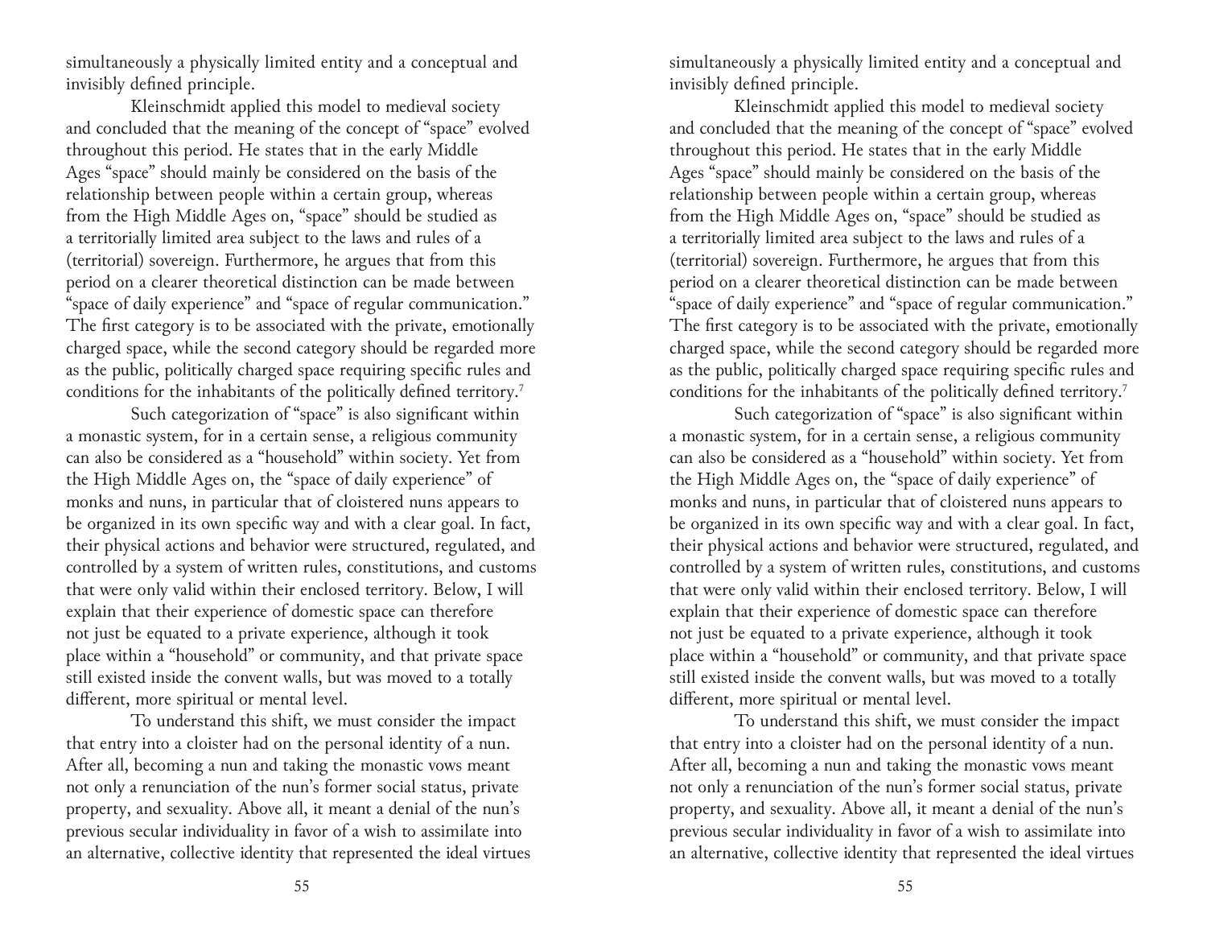simultaneously a physically limited entity and a conceptual and invisibly defined principle.

Kleinschmidt applied this model to medieval society and concluded that the meaning of the concept of "space" evolved throughout this period. He states that in the early Middle Ages "space" should mainly be considered on the basis of the relationship between people within a certain group, whereas from the High Middle Ages on, "space" should be studied as a territorially limited area subject to the laws and rules of a (territorial) sovereign. Furthermore, he argues that from this period on a clearer theoretical distinction can be made between "space of daily experience" and "space of regular communication." The first category is to be associated with the private, emotionally charged space, while the second category should be regarded more as the public, politically charged space requiring specific rules and conditions for the inhabitants of the politically defined territory.[7]

Such categorization of "space" is also significant within a monastic system, for in a certain sense, a religious community can also be considered as a "household" within society. Yet from the High Middle Ages on, the "space of daily experience" of monks and nuns, in particular that of cloistered nuns appears to be organized in its own specific way and with a clear goal. In fact, their physical actions and behavior were structured, regulated, and controlled by a system of written rules, constitutions, and customs that were only valid within their enclosed territory. Below, I will explain that their experience of domestic space can therefore not just be equated to a private experience, although it took place within a "household" or community, and that private space still existed inside the convent walls, but was moved to a totally different, more spiritual or mental level.

To understand this shift, we must consider the impact that entry into a cloister had on the personal identity of a nun. After all, becoming a nun and taking the monastic vows meant not only a renunciation of the nun's former social status, private property, and sexuality. Above all, it meant a denial of the nun's previous secular individuality in favor of a wish to assimilate into an alternative, collective identity that represented the ideal virtues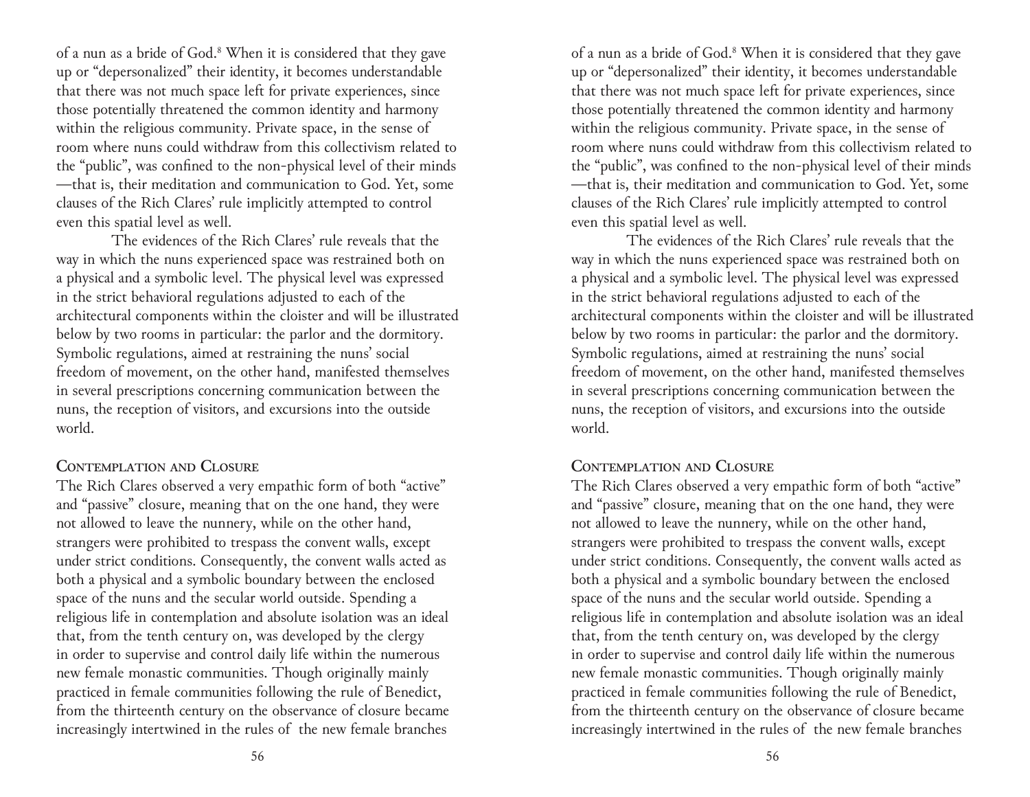of a nun as a bride of God.[8] When it is considered that they gave up or "depersonalized" their identity, it becomes understandable that there was not much space left for private experiences, since those potentially threatened the common identity and harmony within the religious community. Private space, in the sense of room where nuns could withdraw from this collectivism related to the "public", was confined to the non-physical level of their minds—that is, their meditation and communication to God. Yet, some clauses of the Rich Clares' rule implicitly attempted to control even this spatial level as well.

The evidences of the Rich Clares' rule reveals that the way in which the nuns experienced space was restrained both on a physical and a symbolic level. The physical level was expressed in the strict behavioral regulations adjusted to each of the architectural components within the cloister and will be illustrated below by two rooms in particular: the parlor and the dormitory. Symbolic regulations, aimed at restraining the nuns' social freedom of movement, on the other hand, manifested themselves in several prescriptions concerning communication between the nuns, the reception of visitors, and excursions into the outside world.

## Contemplation and Closure

The Rich Clares observed a very empathic form of both "active" and "passive" closure, meaning that on the one hand, they were not allowed to leave the nunnery, while on the other hand, strangers were prohibited to trespass the convent walls, except under strict conditions. Consequently, the convent walls acted as both a physical and a symbolic boundary between the enclosed space of the nuns and the secular world outside. Spending a religious life in contemplation and absolute isolation was an ideal that, from the tenth century on, was developed by the clergy in order to supervise and control daily life within the numerous new female monastic communities. Though originally mainly practiced in female communities following the rule of Benedict, from the thirteenth century on the observance of closure became increasingly intertwined in the rules of the new female branches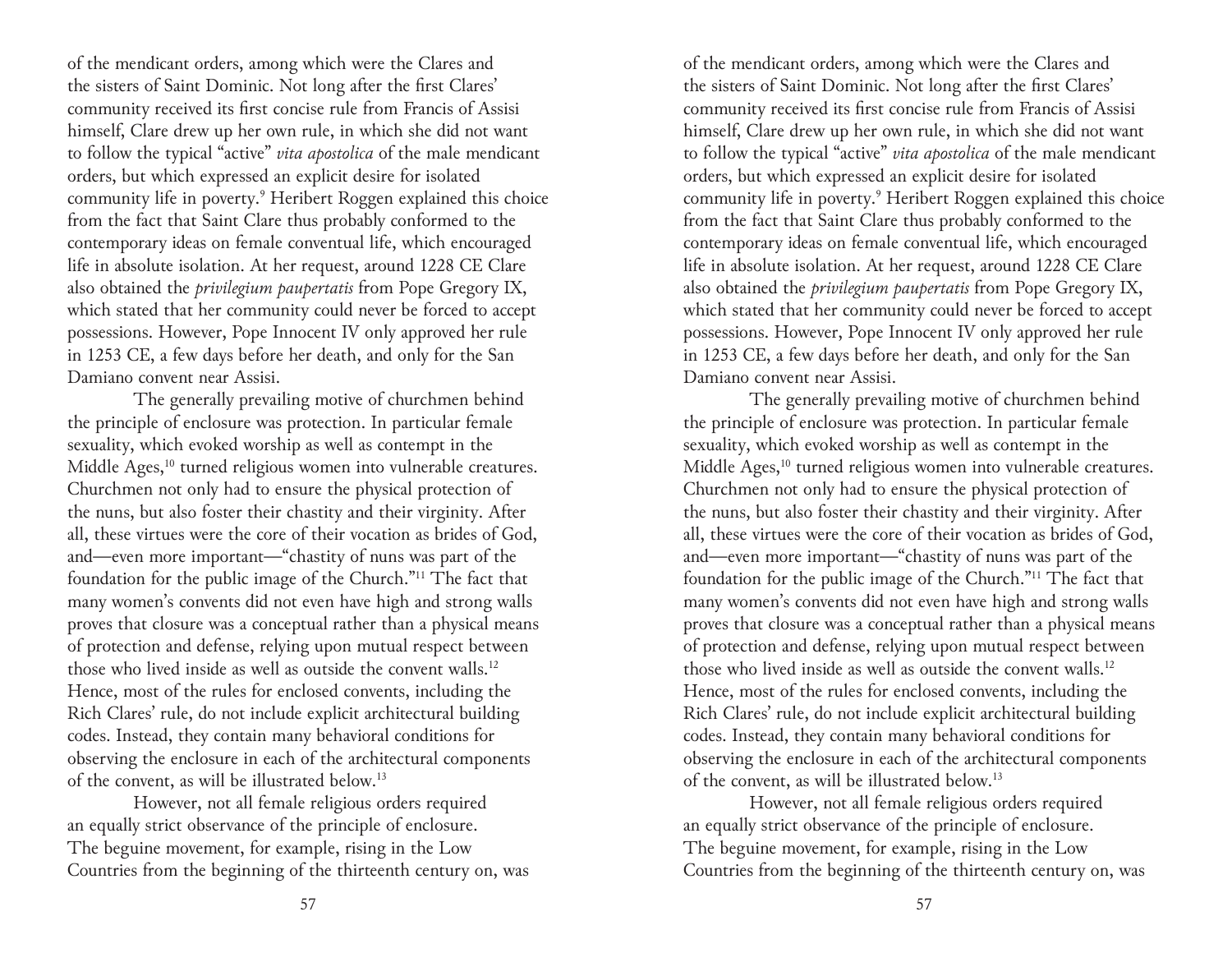of the mendicant orders, among which were the Clares and the sisters of Saint Dominic. Not long after the first Clares' community received its first concise rule from Francis of Assisi himself, Clare drew up her own rule, in which she did not want to follow the typical "active" *vita apostolica* of the male mendicant orders, but which expressed an explicit desire for isolated community life in poverty.[9] Heribert Roggen explained this choice from the fact that Saint Clare thus probably conformed to the contemporary ideas on female conventual life, which encouraged life in absolute isolation. At her request, around 1228 CE Clare also obtained the *privilegium paupertatis* from Pope Gregory IX, which stated that her community could never be forced to accept possessions. However, Pope Innocent IV only approved her rule in 1253 CE, a few days before her death, and only for the San Damiano convent near Assisi.

The generally prevailing motive of churchmen behind the principle of enclosure was protection. In particular female sexuality, which evoked worship as well as contempt in the Middle Ages,[10] turned religious women into vulnerable creatures. Churchmen not only had to ensure the physical protection of the nuns, but also foster their chastity and their virginity. After all, these virtues were the core of their vocation as brides of God, and—even more important—"chastity of nuns was part of the foundation for the public image of the Church."[11] The fact that many women's convents did not even have high and strong walls proves that closure was a conceptual rather than a physical means of protection and defense, relying upon mutual respect between those who lived inside as well as outside the convent walls.[12] Hence, most of the rules for enclosed convents, including the Rich Clares' rule, do not include explicit architectural building codes. Instead, they contain many behavioral conditions for observing the enclosure in each of the architectural components of the convent, as will be illustrated below.[13]

However, not all female religious orders required an equally strict observance of the principle of enclosure. The beguine movement, for example, rising in the Low Countries from the beginning of the thirteenth century on, was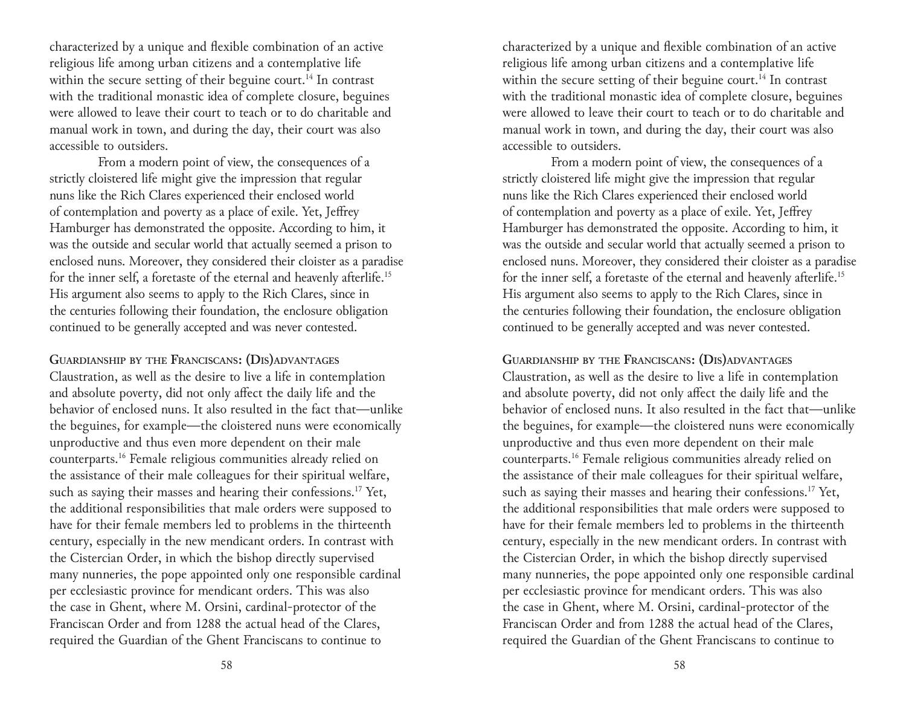characterized by a unique and flexible combination of an active religious life among urban citizens and a contemplative life within the secure setting of their beguine court.[14] In contrast with the traditional monastic idea of complete closure, beguines were allowed to leave their court to teach or to do charitable and manual work in town, and during the day, their court was also accessible to outsiders.

From a modern point of view, the consequences of a strictly cloistered life might give the impression that regular nuns like the Rich Clares experienced their enclosed world of contemplation and poverty as a place of exile. Yet, Jeffrey Hamburger has demonstrated the opposite. According to him, it was the outside and secular world that actually seemed a prison to enclosed nuns. Moreover, they considered their cloister as a paradise for the inner self, a foretaste of the eternal and heavenly afterlife.[15] His argument also seems to apply to the Rich Clares, since in the centuries following their foundation, the enclosure obligation continued to be generally accepted and was never contested.

## Guardianship by the Franciscans: (Dis)advantages

Claustration, as well as the desire to live a life in contemplation and absolute poverty, did not only affect the daily life and the behavior of enclosed nuns. It also resulted in the fact that—unlike the beguines, for example—the cloistered nuns were economically unproductive and thus even more dependent on their male counterparts.[16] Female religious communities already relied on the assistance of their male colleagues for their spiritual welfare, such as saying their masses and hearing their confessions.[17] Yet, the additional responsibilities that male orders were supposed to have for their female members led to problems in the thirteenth century, especially in the new mendicant orders. In contrast with the Cistercian Order, in which the bishop directly supervised many nunneries, the pope appointed only one responsible cardinal per ecclesiastic province for mendicant orders. This was also the case in Ghent, where M. Orsini, cardinal-protector of the Franciscan Order and from 1288 the actual head of the Clares, required the Guardian of the Ghent Franciscans to continue to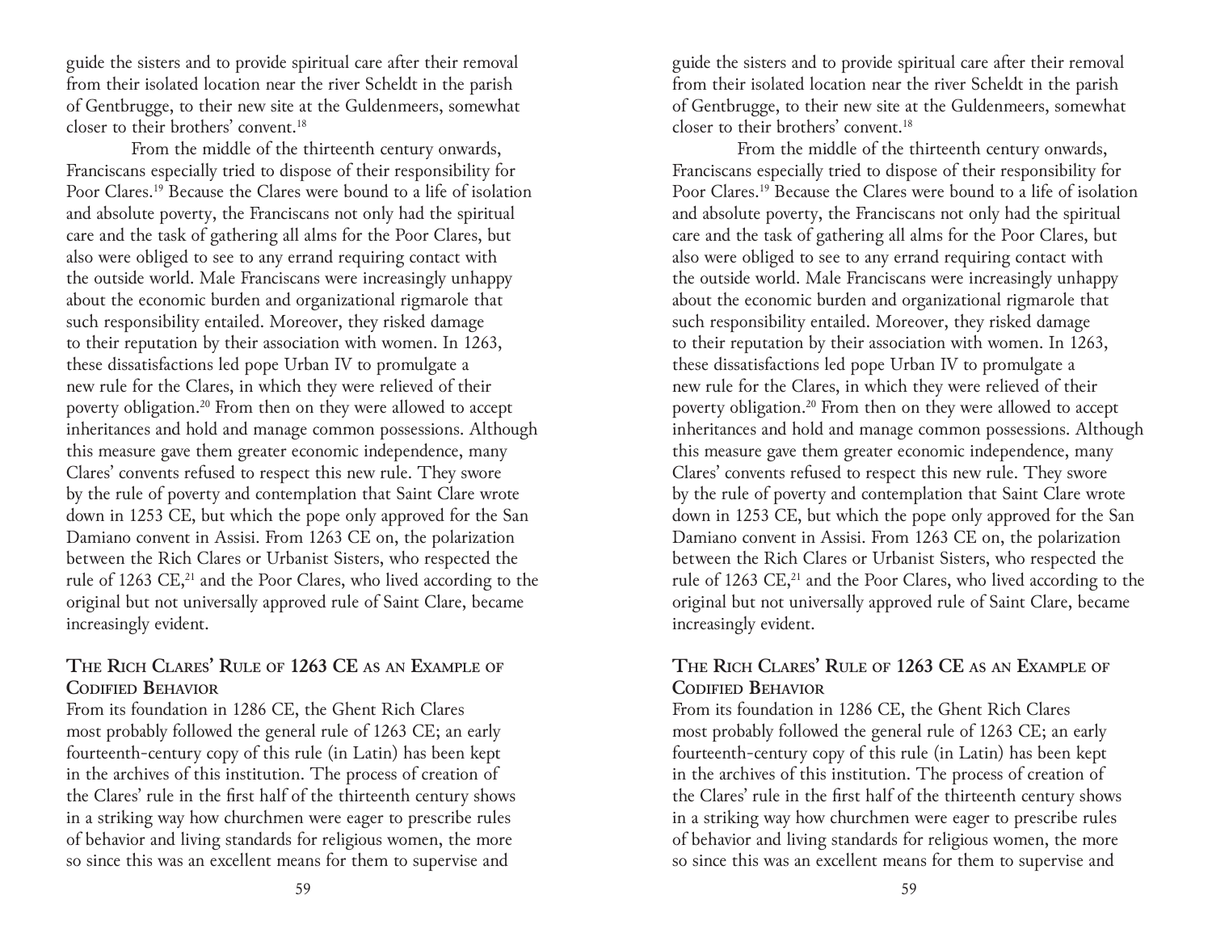guide the sisters and to provide spiritual care after their removal from their isolated location near the river Scheldt in the parish of Gentbrugge, to their new site at the Guldenmeers, somewhat closer to their brothers' convent.[18]

From the middle of the thirteenth century onwards, Franciscans especially tried to dispose of their responsibility for Poor Clares.[19] Because the Clares were bound to a life of isolation and absolute poverty, the Franciscans not only had the spiritual care and the task of gathering all alms for the Poor Clares, but also were obliged to see to any errand requiring contact with the outside world. Male Franciscans were increasingly unhappy about the economic burden and organizational rigmarole that such responsibility entailed. Moreover, they risked damage to their reputation by their association with women. In 1263, these dissatisfactions led pope Urban IV to promulgate a new rule for the Clares, in which they were relieved of their poverty obligation.[20] From then on they were allowed to accept inheritances and hold and manage common possessions. Although this measure gave them greater economic independence, many Clares' convents refused to respect this new rule. They swore by the rule of poverty and contemplation that Saint Clare wrote down in 1253 CE, but which the pope only approved for the San Damiano convent in Assisi. From 1263 CE on, the polarization between the Rich Clares or Urbanist Sisters, who respected the rule of 1263 CE,[21] and the Poor Clares, who lived according to the original but not universally approved rule of Saint Clare, became increasingly evident.

## The Rich Clares' Rule of 1263 CE as an Example of Codified Behavior

From its foundation in 1286 CE, the Ghent Rich Clares most probably followed the general rule of 1263 CE; an early fourteenth-century copy of this rule (in Latin) has been kept in the archives of this institution. The process of creation of the Clares' rule in the first half of the thirteenth century shows in a striking way how churchmen were eager to prescribe rules of behavior and living standards for religious women, the more so since this was an excellent means for them to supervise and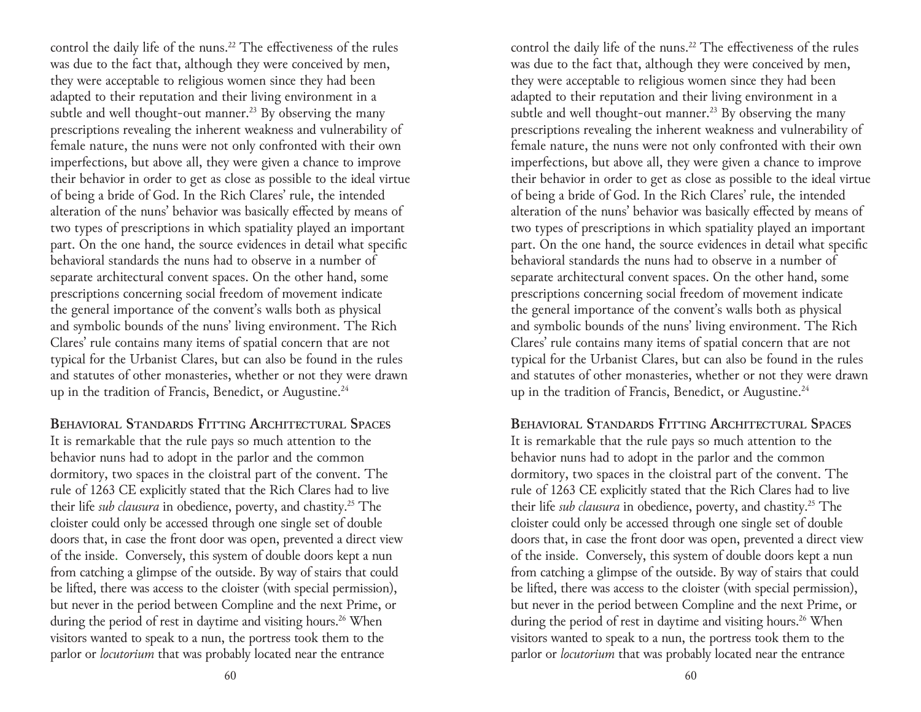control the daily life of the nuns.[22] The effectiveness of the rules was due to the fact that, although they were conceived by men, they were acceptable to religious women since they had been adapted to their reputation and their living environment in a subtle and well thought-out manner.[23] By observing the many prescriptions revealing the inherent weakness and vulnerability of female nature, the nuns were not only confronted with their own imperfections, but above all, they were given a chance to improve their behavior in order to get as close as possible to the ideal virtue of being a bride of God. In the Rich Clares' rule, the intended alteration of the nuns' behavior was basically effected by means of two types of prescriptions in which spatiality played an important part. On the one hand, the source evidences in detail what specific behavioral standards the nuns had to observe in a number of separate architectural convent spaces. On the other hand, some prescriptions concerning social freedom of movement indicate the general importance of the convent's walls both as physical and symbolic bounds of the nuns' living environment. The Rich Clares' rule contains many items of spatial concern that are not typical for the Urbanist Clares, but can also be found in the rules and statutes of other monasteries, whether or not they were drawn up in the tradition of Francis, Benedict, or Augustine.[24]

## Behavioral Standards Fitting Architectural Spaces

It is remarkable that the rule pays so much attention to the behavior nuns had to adopt in the parlor and the common dormitory, two spaces in the cloistral part of the convent. The rule of 1263 CE explicitly stated that the Rich Clares had to live their life *sub clausura* in obedience, poverty, and chastity.[25] The cloister could only be accessed through one single set of double doors that, in case the front door was open, prevented a direct view of the inside. Conversely, this system of double doors kept a nun from catching a glimpse of the outside. By way of stairs that could be lifted, there was access to the cloister (with special permission), but never in the period between Compline and the next Prime, or during the period of rest in daytime and visiting hours.[26] When visitors wanted to speak to a nun, the portress took them to the parlor or *locutorium* that was probably located near the entrance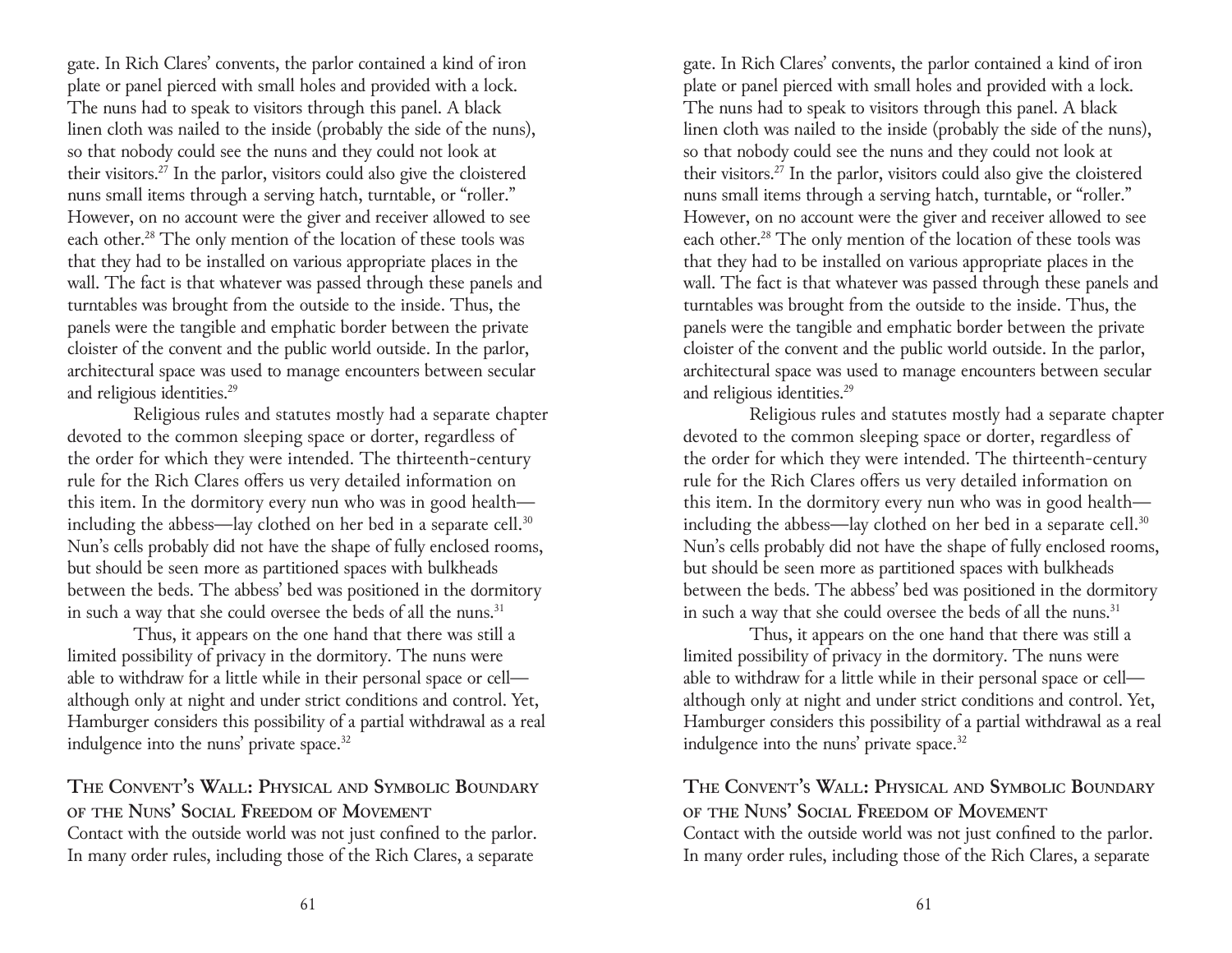gate. In Rich Clares' convents, the parlor contained a kind of iron plate or panel pierced with small holes and provided with a lock. The nuns had to speak to visitors through this panel. A black linen cloth was nailed to the inside (probably the side of the nuns), so that nobody could see the nuns and they could not look at their visitors.[27] In the parlor, visitors could also give the cloistered nuns small items through a serving hatch, turntable, or "roller." However, on no account were the giver and receiver allowed to see each other.[28] The only mention of the location of these tools was that they had to be installed on various appropriate places in the wall. The fact is that whatever was passed through these panels and turntables was brought from the outside to the inside. Thus, the panels were the tangible and emphatic border between the private cloister of the convent and the public world outside. In the parlor, architectural space was used to manage encounters between secular and religious identities.[29]

Religious rules and statutes mostly had a separate chapter devoted to the common sleeping space or dorter, regardless of the order for which they were intended. The thirteenth-century rule for the Rich Clares offers us very detailed information on this item. In the dormitory every nun who was in good health—including the abbess—lay clothed on her bed in a separate cell.[30] Nun's cells probably did not have the shape of fully enclosed rooms, but should be seen more as partitioned spaces with bulkheads between the beds. The abbess' bed was positioned in the dormitory in such a way that she could oversee the beds of all the nuns.[31]

Thus, it appears on the one hand that there was still a limited possibility of privacy in the dormitory. The nuns were able to withdraw for a little while in their personal space or cell—although only at night and under strict conditions and control. Yet, Hamburger considers this possibility of a partial withdrawal as a real indulgence into the nuns' private space.[32]

## The Convent's Wall: Physical and Symbolic Boundary of the Nuns' Social Freedom of Movement

Contact with the outside world was not just confined to the parlor. In many order rules, including those of the Rich Clares, a separate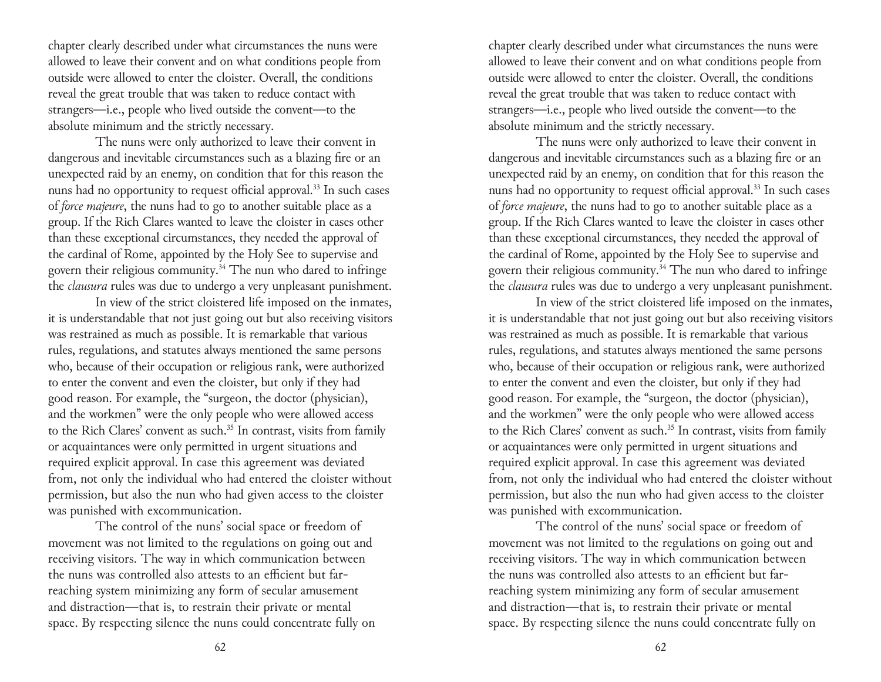chapter clearly described under what circumstances the nuns were allowed to leave their convent and on what conditions people from outside were allowed to enter the cloister. Overall, the conditions reveal the great trouble that was taken to reduce contact with strangers—i.e., people who lived outside the convent—to the absolute minimum and the strictly necessary.

The nuns were only authorized to leave their convent in dangerous and inevitable circumstances such as a blazing fire or an unexpected raid by an enemy, on condition that for this reason the nuns had no opportunity to request official approval.[33] In such cases of *force majeure*, the nuns had to go to another suitable place as a group. If the Rich Clares wanted to leave the cloister in cases other than these exceptional circumstances, they needed the approval of the cardinal of Rome, appointed by the Holy See to supervise and govern their religious community.[34] The nun who dared to infringe the *clausura* rules was due to undergo a very unpleasant punishment.

In view of the strict cloistered life imposed on the inmates, it is understandable that not just going out but also receiving visitors was restrained as much as possible. It is remarkable that various rules, regulations, and statutes always mentioned the same persons who, because of their occupation or religious rank, were authorized to enter the convent and even the cloister, but only if they had good reason. For example, the "surgeon, the doctor (physician), and the workmen" were the only people who were allowed access to the Rich Clares' convent as such.[35] In contrast, visits from family or acquaintances were only permitted in urgent situations and required explicit approval. In case this agreement was deviated from, not only the individual who had entered the cloister without permission, but also the nun who had given access to the cloister was punished with excommunication.

The control of the nuns' social space or freedom of movement was not limited to the regulations on going out and receiving visitors. The way in which communication between the nuns was controlled also attests to an efficient but far-reaching system minimizing any form of secular amusement and distraction—that is, to restrain their private or mental space. By respecting silence the nuns could concentrate fully on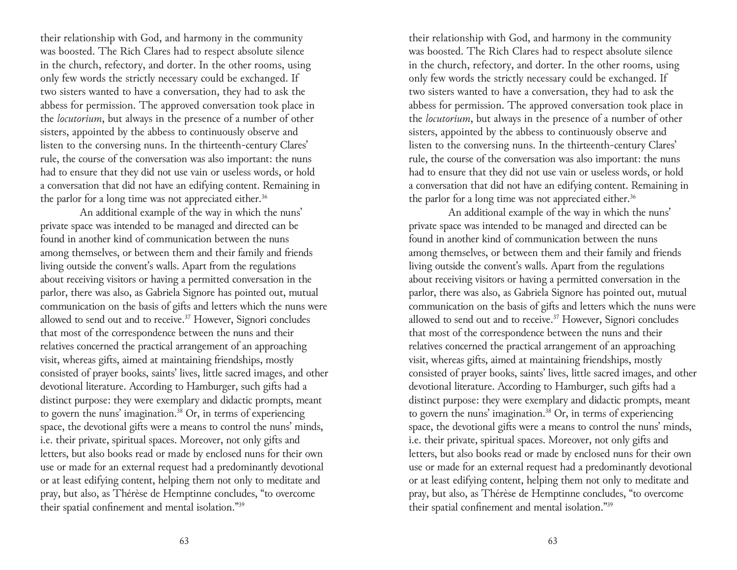their relationship with God, and harmony in the community was boosted. The Rich Clares had to respect absolute silence in the church, refectory, and dorter. In the other rooms, using only few words the strictly necessary could be exchanged. If two sisters wanted to have a conversation, they had to ask the abbess for permission. The approved conversation took place in the *locutorium*, but always in the presence of a number of other sisters, appointed by the abbess to continuously observe and listen to the conversing nuns. In the thirteenth-century Clares' rule, the course of the conversation was also important: the nuns had to ensure that they did not use vain or useless words, or hold a conversation that did not have an edifying content. Remaining in the parlor for a long time was not appreciated either.[36]

An additional example of the way in which the nuns' private space was intended to be managed and directed can be found in another kind of communication between the nuns among themselves, or between them and their family and friends living outside the convent's walls. Apart from the regulations about receiving visitors or having a permitted conversation in the parlor, there was also, as Gabriela Signore has pointed out, mutual communication on the basis of gifts and letters which the nuns were allowed to send out and to receive.[37] However, Signori concludes that most of the correspondence between the nuns and their relatives concerned the practical arrangement of an approaching visit, whereas gifts, aimed at maintaining friendships, mostly consisted of prayer books, saints' lives, little sacred images, and other devotional literature. According to Hamburger, such gifts had a distinct purpose: they were exemplary and didactic prompts, meant to govern the nuns' imagination.[38] Or, in terms of experiencing space, the devotional gifts were a means to control the nuns' minds, i.e. their private, spiritual spaces. Moreover, not only gifts and letters, but also books read or made by enclosed nuns for their own use or made for an external request had a predominantly devotional or at least edifying content, helping them not only to meditate and pray, but also, as Thérèse de Hemptinne concludes, "to overcome their spatial confinement and mental isolation."[39]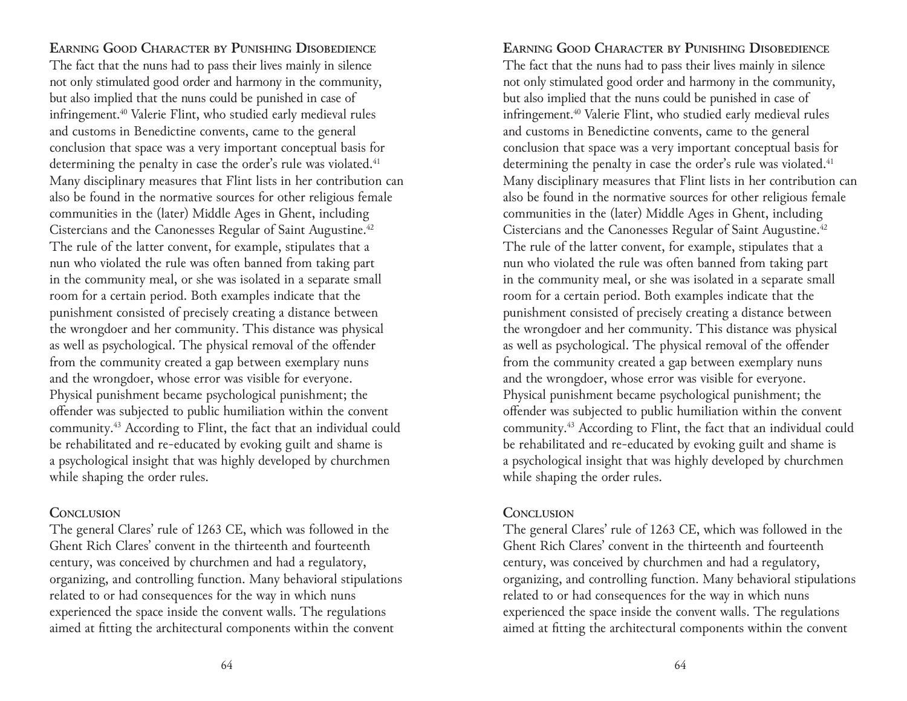### Earning Good Character by Punishing Disobedience

The fact that the nuns had to pass their lives mainly in silence not only stimulated good order and harmony in the community, but also implied that the nuns could be punished in case of infringement.[40] Valerie Flint, who studied early medieval rules and customs in Benedictine convents, came to the general conclusion that space was a very important conceptual basis for determining the penalty in case the order's rule was violated.[41] Many disciplinary measures that Flint lists in her contribution can also be found in the normative sources for other religious female communities in the (later) Middle Ages in Ghent, including Cistercians and the Canonesses Regular of Saint Augustine.[42] The rule of the latter convent, for example, stipulates that a nun who violated the rule was often banned from taking part in the community meal, or she was isolated in a separate small room for a certain period. Both examples indicate that the punishment consisted of precisely creating a distance between the wrongdoer and her community. This distance was physical as well as psychological. The physical removal of the offender from the community created a gap between exemplary nuns and the wrongdoer, whose error was visible for everyone. Physical punishment became psychological punishment; the offender was subjected to public humiliation within the convent community.[43] According to Flint, the fact that an individual could be rehabilitated and re-educated by evoking guilt and shame is a psychological insight that was highly developed by churchmen while shaping the order rules.

### Conclusion

The general Clares' rule of 1263 CE, which was followed in the Ghent Rich Clares' convent in the thirteenth and fourteenth century, was conceived by churchmen and had a regulatory, organizing, and controlling function. Many behavioral stipulations related to or had consequences for the way in which nuns experienced the space inside the convent walls. The regulations aimed at fitting the architectural components within the convent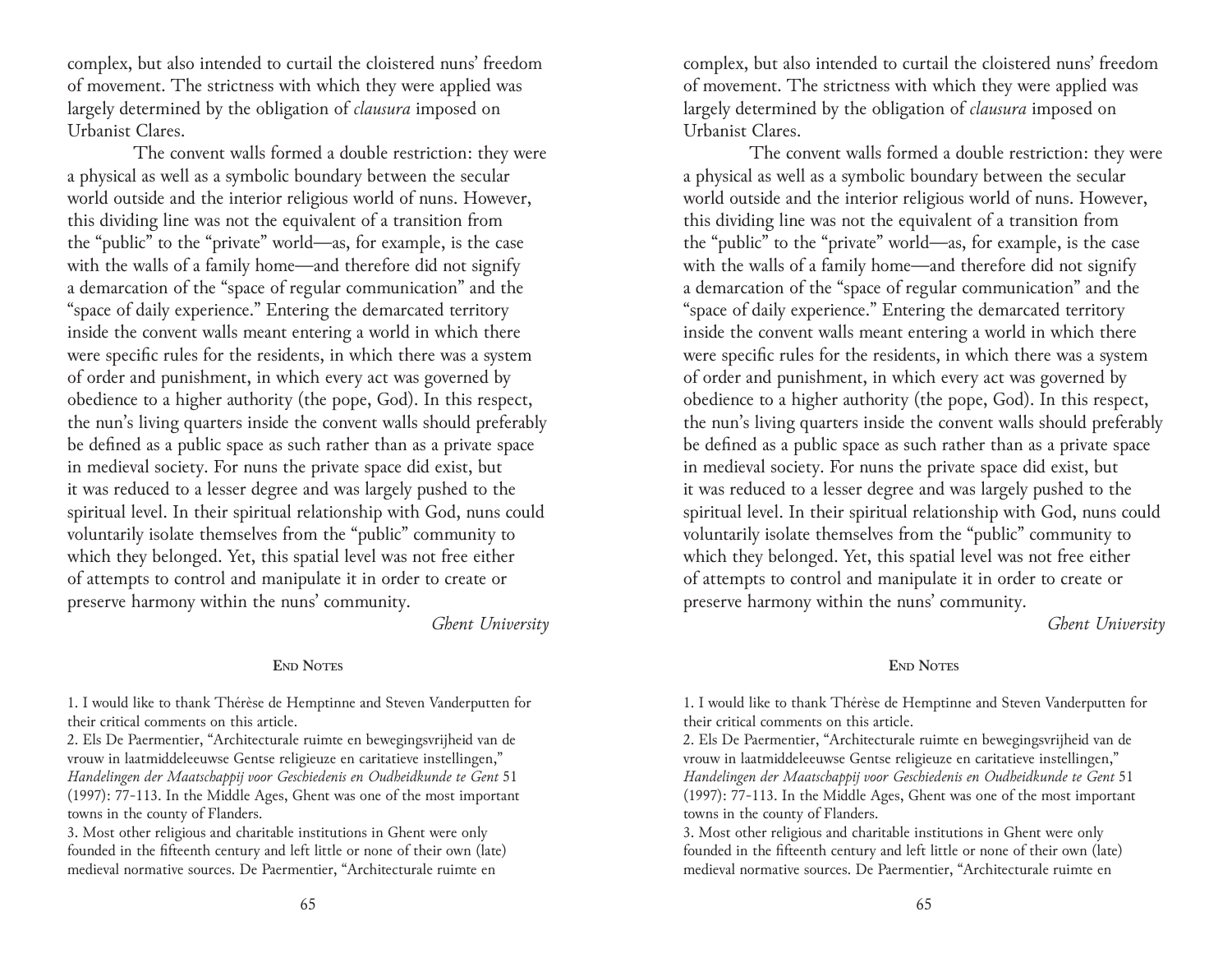complex, but also intended to curtail the cloistered nuns' freedom of movement. The strictness with which they were applied was largely determined by the obligation of *clausura* imposed on Urbanist Clares.

The convent walls formed a double restriction: they were a physical as well as a symbolic boundary between the secular world outside and the interior religious world of nuns. However, this dividing line was not the equivalent of a transition from the "public" to the "private" world—as, for example, is the case with the walls of a family home—and therefore did not signify a demarcation of the "space of regular communication" and the "space of daily experience." Entering the demarcated territory inside the convent walls meant entering a world in which there were specific rules for the residents, in which there was a system of order and punishment, in which every act was governed by obedience to a higher authority (the pope, God). In this respect, the nun's living quarters inside the convent walls should preferably be defined as a public space as such rather than as a private space in medieval society. For nuns the private space did exist, but it was reduced to a lesser degree and was largely pushed to the spiritual level. In their spiritual relationship with God, nuns could voluntarily isolate themselves from the "public" community to which they belonged. Yet, this spatial level was not free either of attempts to control and manipulate it in order to create or preserve harmony within the nuns' community.

*Ghent University*

## End Notes

1. I would like to thank Thérèse de Hemptinne and Steven Vanderputten for their critical comments on this article.
2. Els De Paermentier, "Architecturale ruimte en bewegingsvrijheid van de vrouw in laatmiddeleeuwse Gentse religieuze en caritatieve instellingen," *Handelingen der Maatschappij voor Geschiedenis en Oudheidkunde te Gent* 51 (1997): 77-113. In the Middle Ages, Ghent was one of the most important towns in the county of Flanders.
3. Most other religious and charitable institutions in Ghent were only founded in the fifteenth century and left little or none of their own (late) medieval normative sources. De Paermentier, "Architecturale ruimte en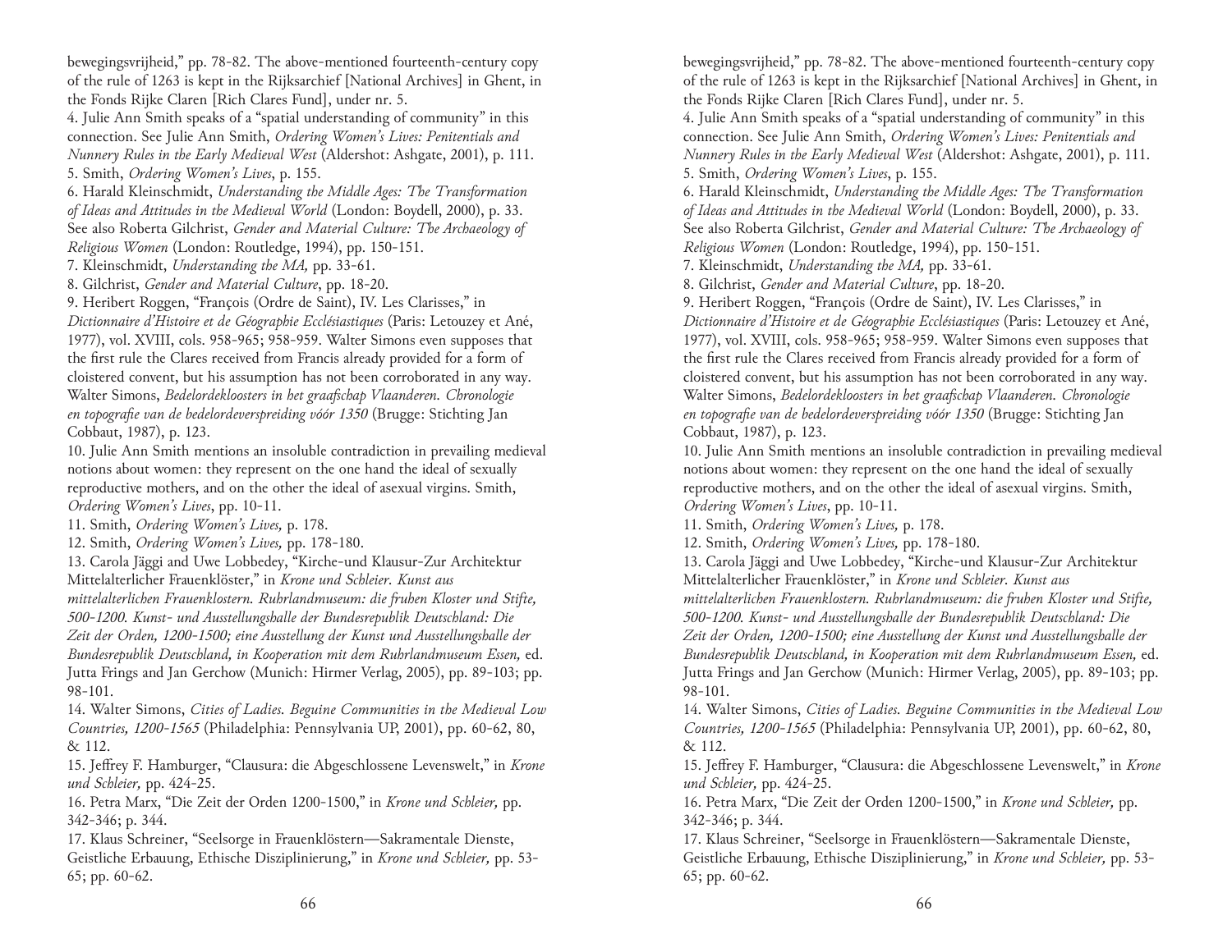bewegingsvrijheid," pp. 78-82. The above-mentioned fourteenth-century copy of the rule of 1263 is kept in the Rijksarchief [National Archives] in Ghent, in the Fonds Rijke Claren [Rich Clares Fund], under nr. 5.

4. Julie Ann Smith speaks of a "spatial understanding of community" in this connection. See Julie Ann Smith, *Ordering Women's Lives: Penitentials and Nunnery Rules in the Early Medieval West* (Aldershot: Ashgate, 2001), p. 111.

5. Smith, *Ordering Women's Lives*, p. 155.

6. Harald Kleinschmidt, *Understanding the Middle Ages: The Transformation of Ideas and Attitudes in the Medieval World* (London: Boydell, 2000), p. 33. See also Roberta Gilchrist, *Gender and Material Culture: The Archaeology of Religious Women* (London: Routledge, 1994), pp. 150-151.

7. Kleinschmidt, *Understanding the MA,* pp. 33-61.

8. Gilchrist, *Gender and Material Culture*, pp. 18-20.

9. Heribert Roggen, "François (Ordre de Saint), IV. Les Clarisses," in *Dictionnaire d'Histoire et de Géographie Ecclésiastiques* (Paris: Letouzey et Ané, 1977), vol. XVIII, cols. 958-965; 958-959. Walter Simons even supposes that the first rule the Clares received from Francis already provided for a form of cloistered convent, but his assumption has not been corroborated in any way. Walter Simons, *Bedelordekloosters in het graafschap Vlaanderen. Chronologie en topografie van de bedelordeverspreiding vóór 1350* (Brugge: Stichting Jan Cobbaut, 1987), p. 123.

10. Julie Ann Smith mentions an insoluble contradiction in prevailing medieval notions about women: they represent on the one hand the ideal of sexually reproductive mothers, and on the other the ideal of asexual virgins. Smith, *Ordering Women's Lives*, pp. 10-11.

11. Smith, *Ordering Women's Lives,* p. 178.

12. Smith, *Ordering Women's Lives,* pp. 178-180.

13. Carola Jäggi and Uwe Lobbedey, "Kirche-und Klausur-Zur Architektur Mittelalterlicher Frauenklöster," in *Krone und Schleier. Kunst aus mittelalterlichen Frauenklostern. Ruhrlandmuseum: die fruhen Kloster und Stifte, 500-1200. Kunst- und Ausstellungshalle der Bundesrepublik Deutschland: Die Zeit der Orden, 1200-1500; eine Ausstellung der Kunst und Ausstellungshalle der Bundesrepublik Deutschland, in Kooperation mit dem Ruhrlandmuseum Essen,* ed. Jutta Frings and Jan Gerchow (Munich: Hirmer Verlag, 2005), pp. 89-103; pp. 98-101.

14. Walter Simons, *Cities of Ladies. Beguine Communities in the Medieval Low Countries, 1200-1565* (Philadelphia: Pennsylvania UP, 2001), pp. 60-62, 80, & 112.

15. Jeffrey F. Hamburger, "Clausura: die Abgeschlossene Levenswelt," in *Krone und Schleier,* pp. 424-25.

16. Petra Marx, "Die Zeit der Orden 1200-1500," in *Krone und Schleier,* pp. 342-346; p. 344.

17. Klaus Schreiner, "Seelsorge in Frauenklöstern—Sakramentale Dienste, Geistliche Erbauung, Ethische Disziplinierung," in *Krone und Schleier,* pp. 53-65; pp. 60-62.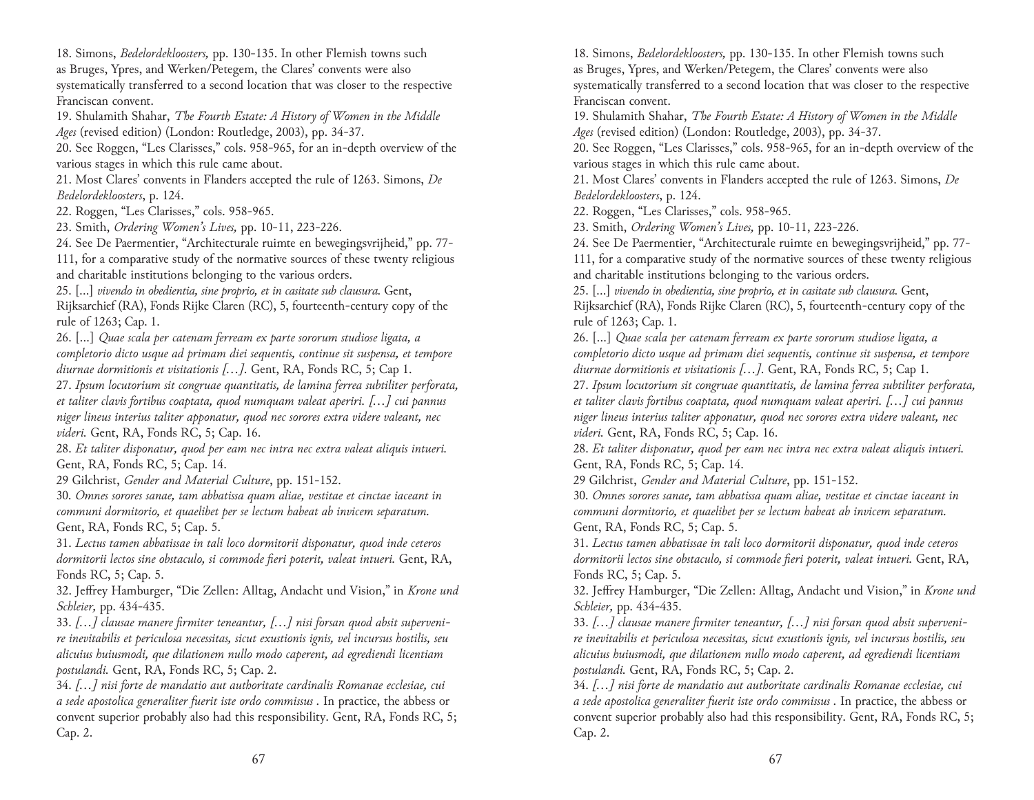18. Simons, *Bedelordekloosters,* pp. 130-135. In other Flemish towns such as Bruges, Ypres, and Werken/Petegem, the Clares' convents were also systematically transferred to a second location that was closer to the respective Franciscan convent.

19. Shulamith Shahar, *The Fourth Estate: A History of Women in the Middle Ages* (revised edition) (London: Routledge, 2003), pp. 34-37.

20. See Roggen, "Les Clarisses," cols. 958-965, for an in-depth overview of the various stages in which this rule came about.

21. Most Clares' convents in Flanders accepted the rule of 1263. Simons, *De Bedelordekloosters*, p. 124.

22. Roggen, "Les Clarisses," cols. 958-965.

23. Smith, *Ordering Women's Lives,* pp. 10-11, 223-226.

24. See De Paermentier, "Architecturale ruimte en bewegingsvrijheid," pp. 77-111, for a comparative study of the normative sources of these twenty religious and charitable institutions belonging to the various orders.

25. [...] *vivendo in obedientia, sine proprio, et in casitate sub clausura.* Gent, Rijksarchief (RA), Fonds Rijke Claren (RC), 5, fourteenth-century copy of the rule of 1263; Cap. 1.

26. [...] *Quae scala per catenam ferream ex parte sororum studiose ligata, a completorio dicto usque ad primam diei sequentis, continue sit suspensa, et tempore diurnae dormitionis et visitationis […].* Gent, RA, Fonds RC, 5; Cap 1.

27. *Ipsum locutorium sit congruae quantitatis, de lamina ferrea subtiliter perforata, et taliter clavis fortibus coaptata, quod numquam valeat aperiri. […] cui pannus niger lineus interius taliter apponatur, quod nec sorores extra videre valeant, nec videri.* Gent, RA, Fonds RC, 5; Cap. 16.

28. *Et taliter disponatur, quod per eam nec intra nec extra valeat aliquis intueri.* Gent, RA, Fonds RC, 5; Cap. 14.

29 Gilchrist, *Gender and Material Culture*, pp. 151-152.

30. *Omnes sorores sanae, tam abbatissa quam aliae, vestitae et cinctae iaceant in communi dormitorio, et quaelibet per se lectum habeat ab invicem separatum.* Gent, RA, Fonds RC, 5; Cap. 5.

31. *Lectus tamen abbatissae in tali loco dormitorii disponatur, quod inde ceteros dormitorii lectos sine obstaculo, si commode fieri poterit, valeat intueri.* Gent, RA, Fonds RC, 5; Cap. 5.

32. Jeffrey Hamburger, "Die Zellen: Alltag, Andacht und Vision," in *Krone und Schleier,* pp. 434-435.

33. *[…] clausae manere firmiter teneantur, […] nisi forsan quod absit supervenire inevitabilis et periculosa necessitas, sicut exustionis ignis, vel incursus hostilis, seu alicuius huiusmodi, que dilationem nullo modo caperent, ad egrediendi licentiam postulandi.* Gent, RA, Fonds RC, 5; Cap. 2.

34. *[…] nisi forte de mandatio aut authoritate cardinalis Romanae ecclesiae, cui a sede apostolica generaliter fuerit iste ordo commissus* . In practice, the abbess or convent superior probably also had this responsibility. Gent, RA, Fonds RC, 5; Cap. 2.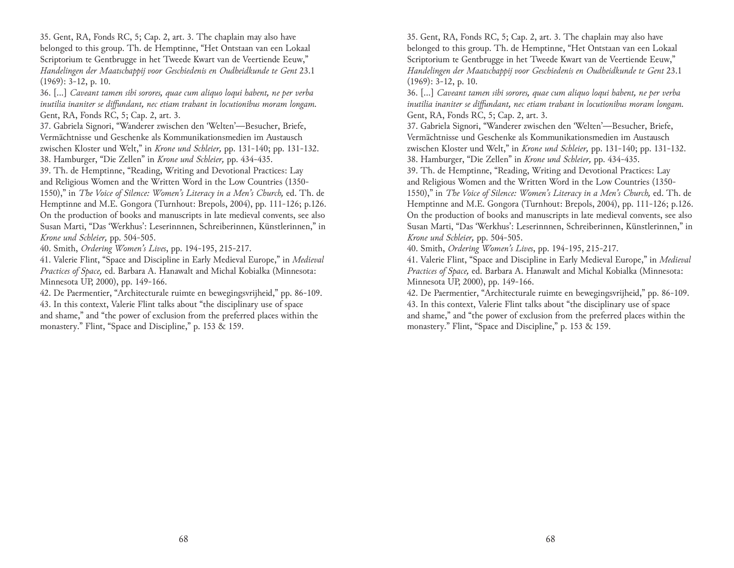35. Gent, RA, Fonds RC, 5; Cap. 2, art. 3. The chaplain may also have belonged to this group. Th. de Hemptinne, "Het Ontstaan van een Lokaal Scriptorium te Gentbrugge in het Tweede Kwart van de Veertiende Eeuw," *Handelingen der Maatschappij voor Geschiedenis en Oudheidkunde te Gent* 23.1 (1969): 3-12, p. 10.

36. [...] *Caveant tamen sibi sorores, quae cum aliquo loqui habent, ne per verba inutilia inaniter se diffundant, nec etiam trahant in locutionibus moram longam.* Gent, RA, Fonds RC, 5; Cap. 2, art. 3.

37. Gabriela Signori, "Wanderer zwischen den 'Welten'—Besucher, Briefe, Vermächtnisse und Geschenke als Kommunikationsmedien im Austausch zwischen Kloster und Welt," in *Krone und Schleier,* pp. 131-140; pp. 131-132.

38. Hamburger, "Die Zellen" in *Krone und Schleier,* pp. 434-435.

39. Th. de Hemptinne, "Reading, Writing and Devotional Practices: Lay and Religious Women and the Written Word in the Low Countries (1350-1550)," in *The Voice of Silence: Women's Literacy in a Men's Church,* ed. Th. de Hemptinne and M.E. Gongora (Turnhout: Brepols, 2004), pp. 111-126; p.126. On the production of books and manuscripts in late medieval convents, see also Susan Marti, "Das 'Werkhus': Leserinnnen, Schreiberinnen, Künstlerinnen," in *Krone und Schleier,* pp. 504-505.

40. Smith, *Ordering Women's Lives*, pp. 194-195, 215-217.

41. Valerie Flint, "Space and Discipline in Early Medieval Europe," in *Medieval Practices of Space,* ed. Barbara A. Hanawalt and Michal Kobialka (Minnesota: Minnesota UP, 2000), pp. 149-166.

42. De Paermentier, "Architecturale ruimte en bewegingsvrijheid," pp. 86-109.

43. In this context, Valerie Flint talks about "the disciplinary use of space and shame," and "the power of exclusion from the preferred places within the monastery." Flint, "Space and Discipline," p. 153 & 159.